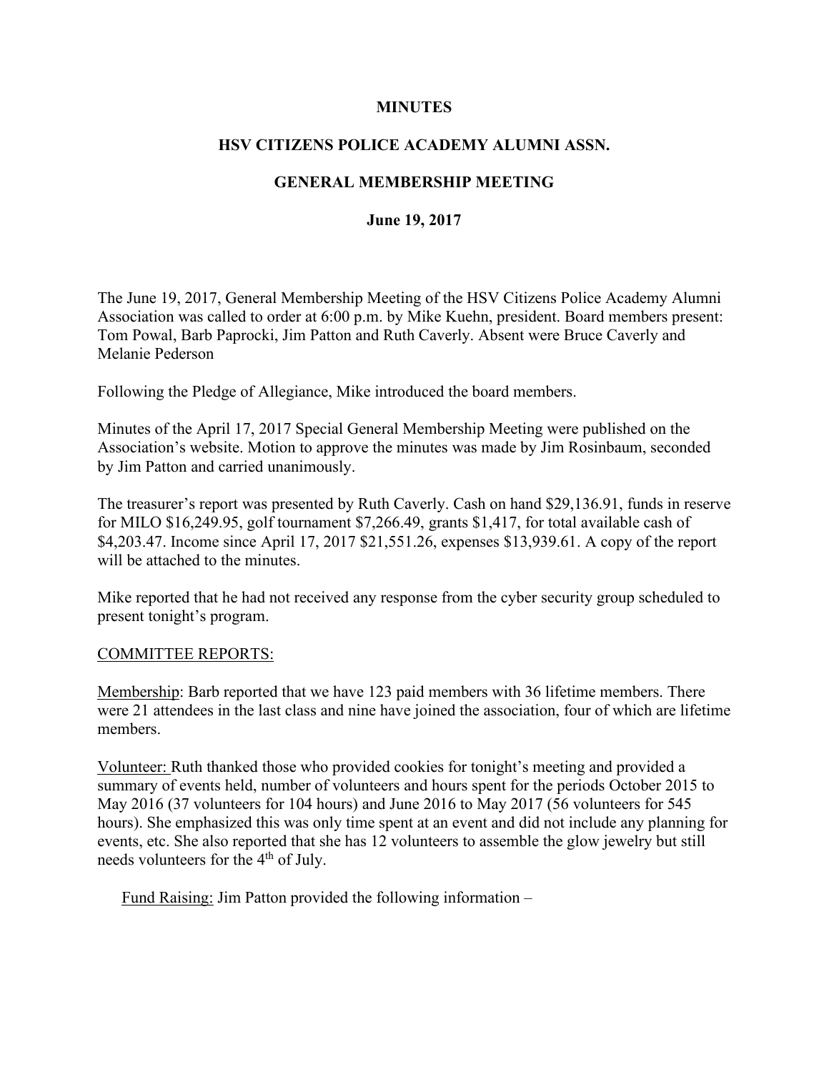**MINUTES**

**HSV CITIZENS POLICE ACADEMY ALUMNI ASSN.**

**GENERAL MEMBERSHIP MEETING**

**June 19, 2017**

The June 19, 2017, General Membership Meeting of the HSV Citizens Police Academy Alumni Association was called to order at 6:00 p.m. by Mike Kuehn, president. Board members present: Tom Powal, Barb Paprocki, Jim Patton and Ruth Caverly. Absent were Bruce Caverly and Melanie Pederson

Following the Pledge of Allegiance, Mike introduced the board members.

Minutes of the April 17, 2017 Special General Membership Meeting were published on the Association's website. Motion to approve the minutes was made by Jim Rosinbaum, seconded by Jim Patton and carried unanimously.

The treasurer's report was presented by Ruth Caverly. Cash on hand $29,136.91, funds in reserve for MILO $16,249.95, golf tournament $7,266.49, grants $1,417, for total available cash of $4,203.47. Income since April 17, 2017 $21,551.26, expenses $13,939.61. A copy of the report will be attached to the minutes.

Mike reported that he had not received any response from the cyber security group scheduled to present tonight's program.

COMMITTEE REPORTS:

Membership: Barb reported that we have 123 paid members with 36 lifetime members. There were 21 attendees in the last class and nine have joined the association, four of which are lifetime members.

Volunteer: Ruth thanked those who provided cookies for tonight's meeting and provided a summary of events held, number of volunteers and hours spent for the periods October 2015 to May 2016 (37 volunteers for 104 hours) and June 2016 to May 2017 (56 volunteers for 545 hours). She emphasized this was only time spent at an event and did not include any planning for events, etc. She also reported that she has 12 volunteers to assemble the glow jewelry but still needs volunteers for the 4th of July.

Fund Raising: Jim Patton provided the following information –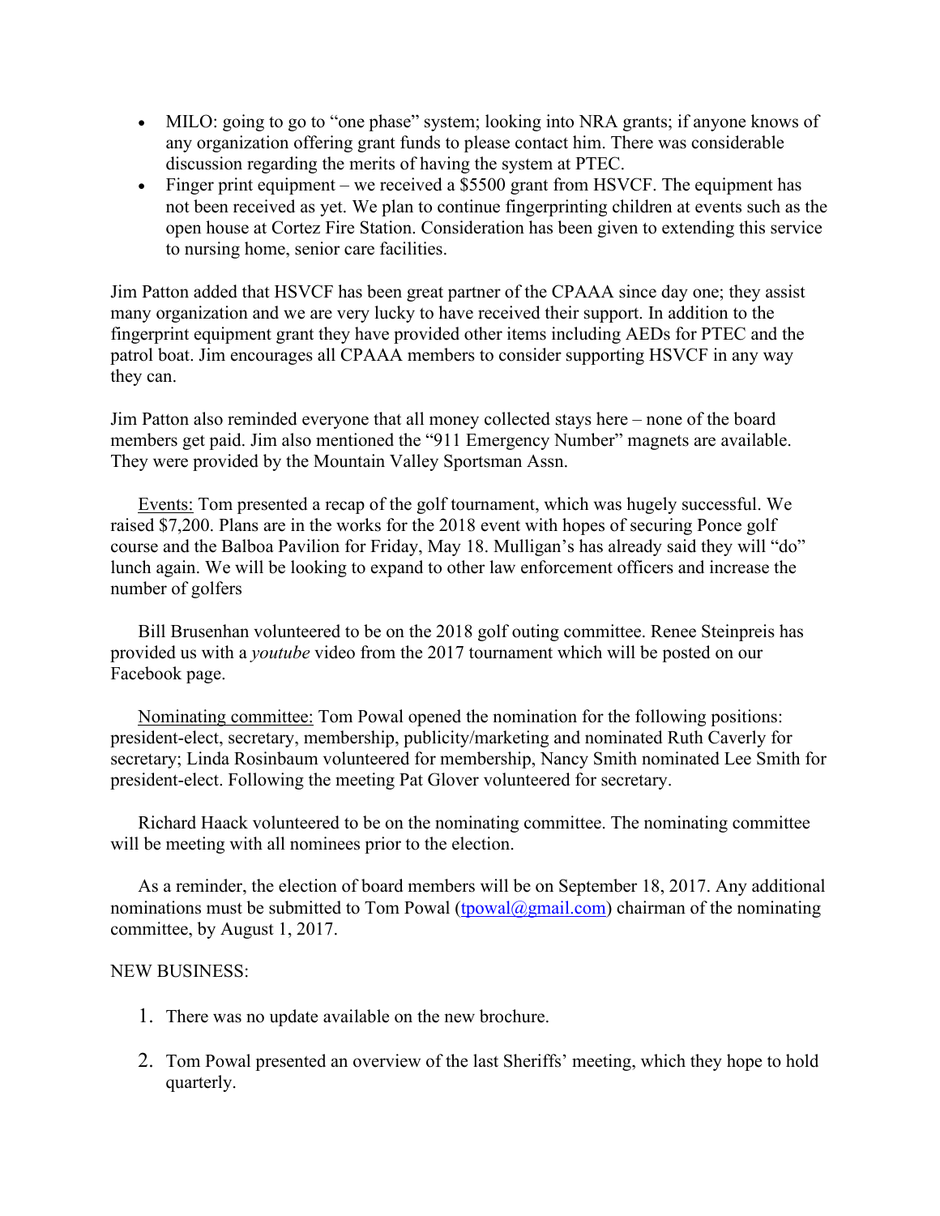- MILO: going to go to "one phase" system; looking into NRA grants; if anyone knows of any organization offering grant funds to please contact him. There was considerable discussion regarding the merits of having the system at PTEC.
- Finger print equipment – we received a $5500 grant from HSVCF. The equipment has not been received as yet. We plan to continue fingerprinting children at events such as the open house at Cortez Fire Station. Consideration has been given to extending this service to nursing home, senior care facilities.

Jim Patton added that HSVCF has been great partner of the CPAAA since day one; they assist many organization and we are very lucky to have received their support. In addition to the fingerprint equipment grant they have provided other items including AEDs for PTEC and the patrol boat. Jim encourages all CPAAA members to consider supporting HSVCF in any way they can.

Jim Patton also reminded everyone that all money collected stays here – none of the board members get paid. Jim also mentioned the "911 Emergency Number" magnets are available. They were provided by the Mountain Valley Sportsman Assn.

<u>Events:</u> Tom presented a recap of the golf tournament, which was hugely successful. We raised $7,200. Plans are in the works for the 2018 event with hopes of securing Ponce golf course and the Balboa Pavilion for Friday, May 18. Mulligan's has already said they will "do" lunch again. We will be looking to expand to other law enforcement officers and increase the number of golfers

Bill Brusenhan volunteered to be on the 2018 golf outing committee. Renee Steinpreis has provided us with a *youtube* video from the 2017 tournament which will be posted on our Facebook page.

<u>Nominating committee:</u> Tom Powal opened the nomination for the following positions: president-elect, secretary, membership, publicity/marketing and nominated Ruth Caverly for secretary; Linda Rosinbaum volunteered for membership, Nancy Smith nominated Lee Smith for president-elect. Following the meeting Pat Glover volunteered for secretary.

Richard Haack volunteered to be on the nominating committee. The nominating committee will be meeting with all nominees prior to the election.

As a reminder, the election of board members will be on September 18, 2017. Any additional nominations must be submitted to Tom Powal (tpowal@gmail.com) chairman of the nominating committee, by August 1, 2017.

NEW BUSINESS:

1. There was no update available on the new brochure.
2. Tom Powal presented an overview of the last Sheriffs' meeting, which they hope to hold quarterly.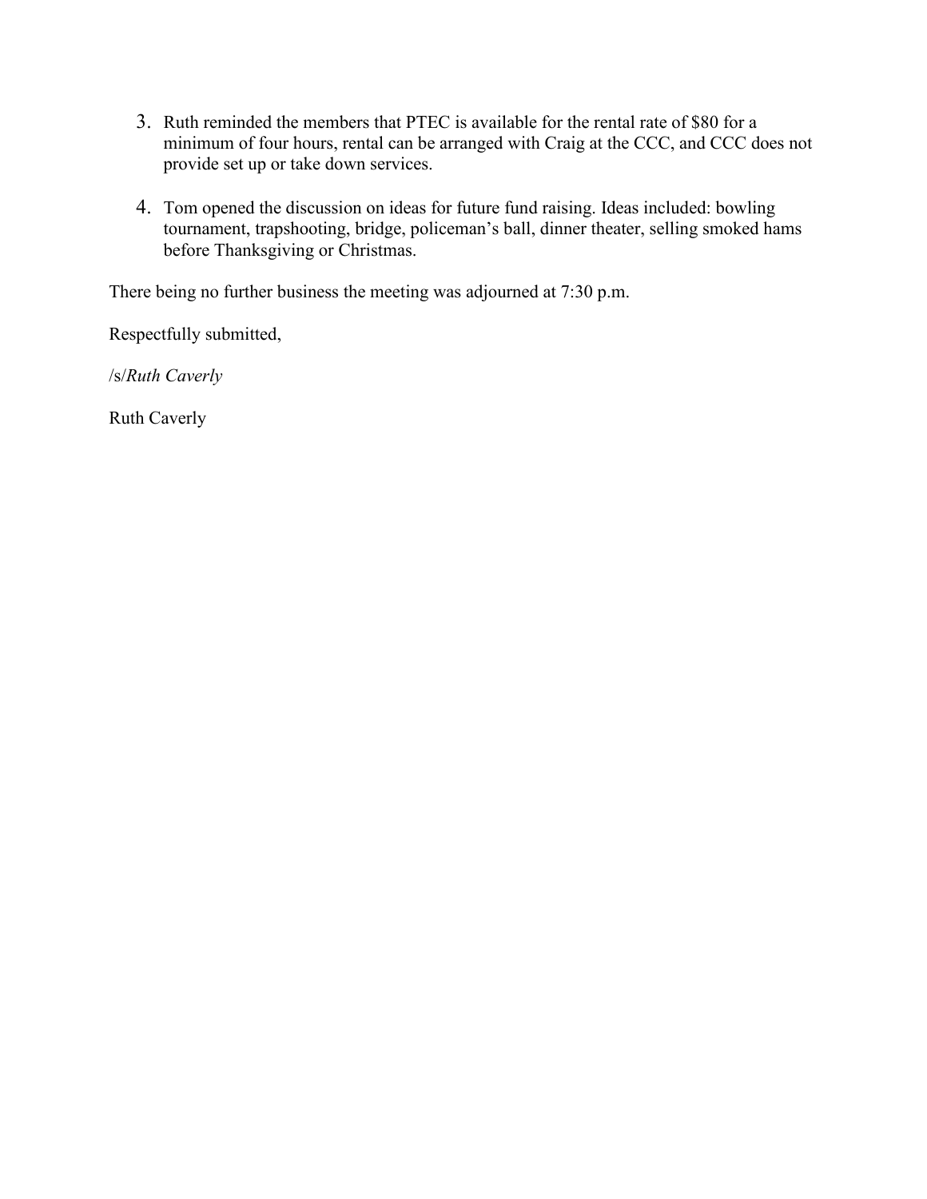3. Ruth reminded the members that PTEC is available for the rental rate of $80 for a minimum of four hours, rental can be arranged with Craig at the CCC, and CCC does not provide set up or take down services.

4. Tom opened the discussion on ideas for future fund raising. Ideas included: bowling tournament, trapshooting, bridge, policeman's ball, dinner theater, selling smoked hams before Thanksgiving or Christmas.

There being no further business the meeting was adjourned at 7:30 p.m.

Respectfully submitted,

/s/*Ruth Caverly*

Ruth Caverly